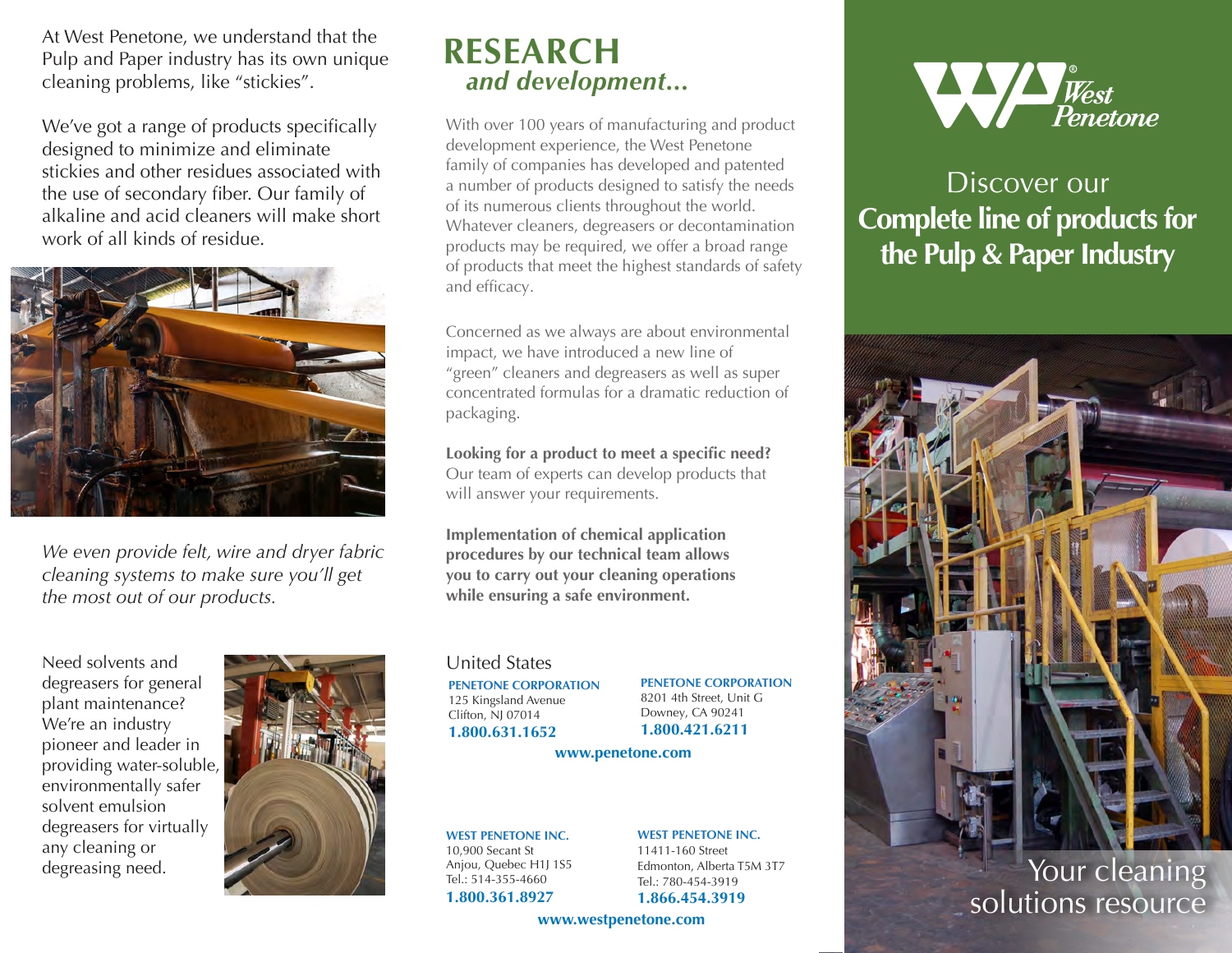At West Penetone, we understand that the Pulp and Paper industry has its own unique cleaning problems, like "stickies".

We've got a range of products specifically designed to minimize and eliminate stickies and other residues associated with the use of secondary fiber. Our family of alkaline and acid cleaners will make short work of all kinds of residue.

*We even provide felt, wire and dryer fabric cleaning systems to make sure you'll get the most out of our products.*

Need solvents and degreasers for general plant maintenance? We're an industry pioneer and leader in providing water-soluble, environmentally safer solvent emulsion degreasers for virtually any cleaning or degreasing need.

## RESEARCH *and development...*

With over 100 years of manufacturing and product development experience, the West Penetone family of companies has developed and patented a number of products designed to satisfy the needs of its numerous clients throughout the world. Whatever cleaners, degreasers or decontamination products may be required, we offer a broad range of products that meet the highest standards of safety and efficacy.

Concerned as we always are about environmental impact, we have introduced a new line of "green" cleaners and degreasers as well as super concentrated formulas for a dramatic reduction of packaging.

**Looking for a product to meet a specific need?** Our team of experts can develop products that will answer your requirements.

**Implementation of chemical application procedures by our technical team allows you to carry out your cleaning operations while ensuring a safe environment.**

United States

**PENETONE CORPORATION**
125 Kingsland Avenue
Clifton, NJ 07014
**1.800.631.1652**

**PENETONE CORPORATION**
8201 4th Street, Unit G
Downey, CA 90241
**1.800.421.6211**

**www.penetone.com**

**WEST PENETONE INC.**
10,900 Secant St
Anjou, Quebec H1J 1S5
Tel.: 514-355-4660
**1.800.361.8927**

**WEST PENETONE INC.**
11411-160 Street
Edmonton, Alberta T5M 3T7
Tel.: 780-454-3919
**1.866.454.3919**

**www.westpenetone.com**

West Penetone®

# Discover our **Complete line of products for the Pulp & Paper Industry**

Your cleaning solutions resource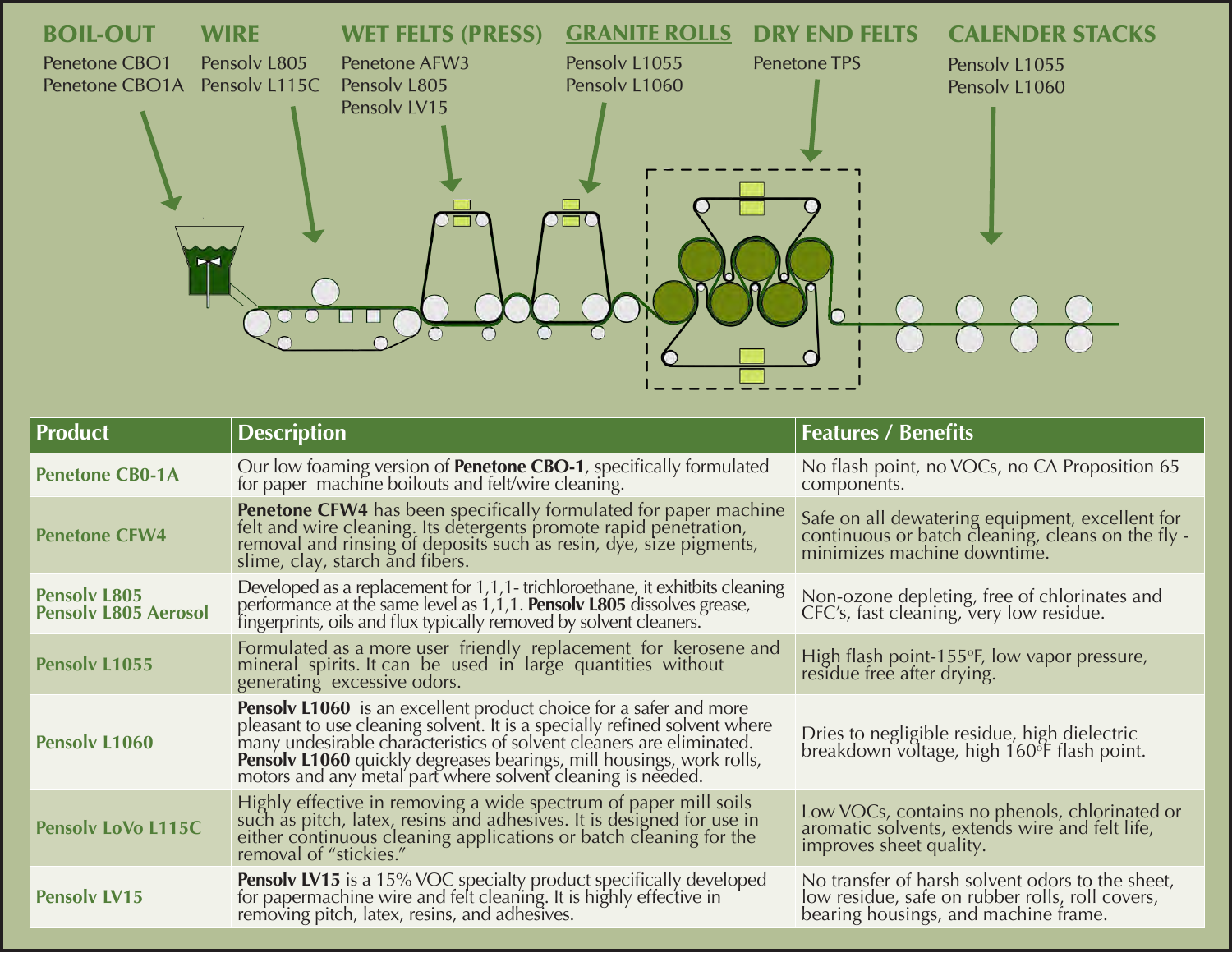BOIL-OUT
Penetone CBO1
Penetone CBO1A

WIRE
Pensolv L805
Pensolv L115C

WET FELTS (PRESS)
Penetone AFW3
Pensolv L805
Pensolv LV15

GRANITE ROLLS
Pensolv L1055
Pensolv L1060

DRY END FELTS
Penetone TPS

CALENDER STACKS
Pensolv L1055
Pensolv L1060

| Product | Description | Features / Benefits |
|---|---|---|
| Penetone CB0-1A | Our low foaming version of **Penetone CBO-1**, specifically formulated for paper machine boilouts and felt/wire cleaning. | No flash point, no VOCs, no CA Proposition 65 components. |
| Penetone CFW4 | **Penetone CFW4** has been specifically formulated for paper machine felt and wire cleaning. Its detergents promote rapid penetration, removal and rinsing of deposits such as resin, dye, size pigments, slime, clay, starch and fibers. | Safe on all dewatering equipment, excellent for continuous or batch cleaning, cleans on the fly - minimizes machine downtime. |
| Pensolv L805<br>Pensolv L805 Aerosol | Developed as a replacement for 1,1,1- trichloroethane, it exhibits cleaning performance at the same level as 1,1,1. **Pensolv L805** dissolves grease, fingerprints, oils and flux typically removed by solvent cleaners. | Non-ozone depleting, free of chlorinates and CFC's, fast cleaning, very low residue. |
| Pensolv L1055 | Formulated as a more user friendly replacement for kerosene and mineral spirits. It can be used in large quantities without generating excessive odors. | High flash point-155°F, low vapor pressure, residue free after drying. |
| Pensolv L1060 | **Pensolv L1060** is an excellent product choice for a safer and more pleasant to use cleaning solvent. It is a specially refined solvent where many undesirable characteristics of solvent cleaners are eliminated. **Pensolv L1060** quickly degreases bearings, mill housings, work rolls, motors and any metal part where solvent cleaning is needed. | Dries to negligible residue, high dielectric breakdown voltage, high 160°F flash point. |
| Pensolv LoVo L115C | Highly effective in removing a wide spectrum of paper mill soils such as pitch, latex, resins and adhesives. It is designed for use in either continuous cleaning applications or batch cleaning for the removal of "stickies." | Low VOCs, contains no phenols, chlorinated or aromatic solvents, extends wire and felt life, improves sheet quality. |
| Pensolv LV15 | **Pensolv LV15** is a 15% VOC specialty product specifically developed for papermachine wire and felt cleaning. It is highly effective in removing pitch, latex, resins, and adhesives. | No transfer of harsh solvent odors to the sheet, low residue, safe on rubber rolls, roll covers, bearing housings, and machine frame. |